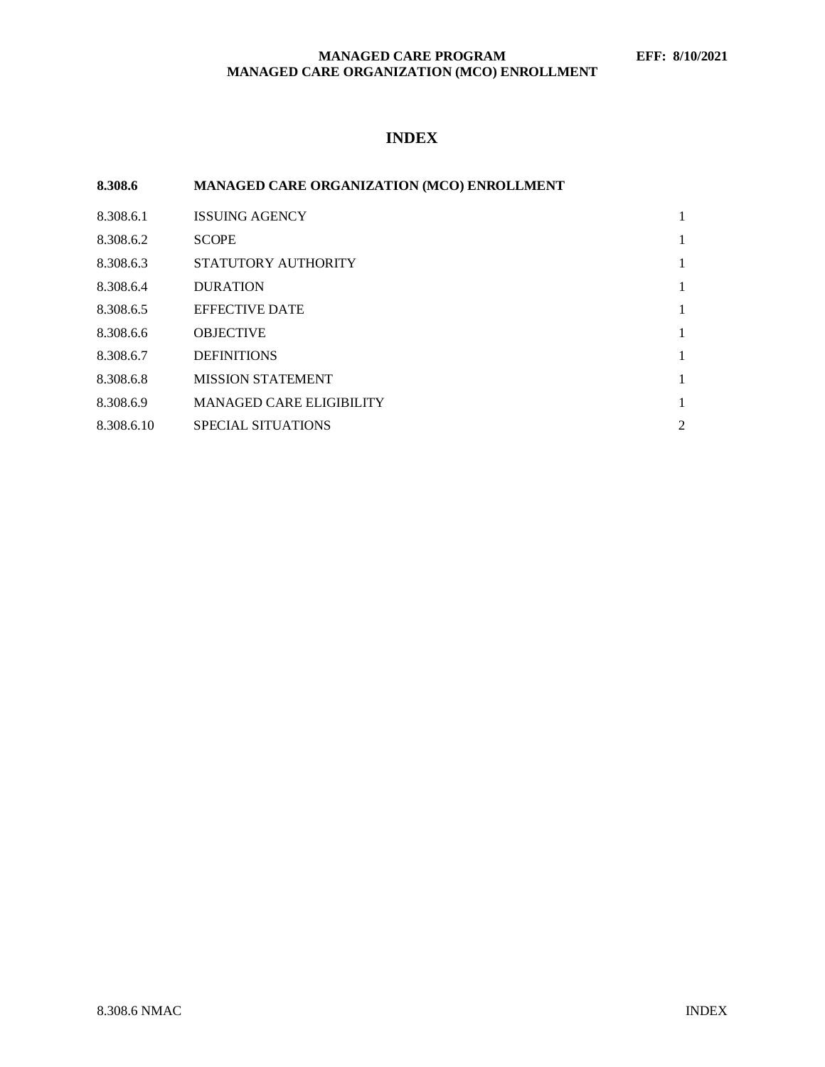# INDEX

| 8.308.6 | MANAGED CARE ORGANIZATION (MCO) ENROLLMENT | |
|---|---|---|
| 8.308.6.1 | ISSUING AGENCY | 1 |
| 8.308.6.2 | SCOPE | 1 |
| 8.308.6.3 | STATUTORY AUTHORITY | 1 |
| 8.308.6.4 | DURATION | 1 |
| 8.308.6.5 | EFFECTIVE DATE | 1 |
| 8.308.6.6 | OBJECTIVE | 1 |
| 8.308.6.7 | DEFINITIONS | 1 |
| 8.308.6.8 | MISSION STATEMENT | 1 |
| 8.308.6.9 | MANAGED CARE ELIGIBILITY | 1 |
| 8.308.6.10 | SPECIAL SITUATIONS | 2 |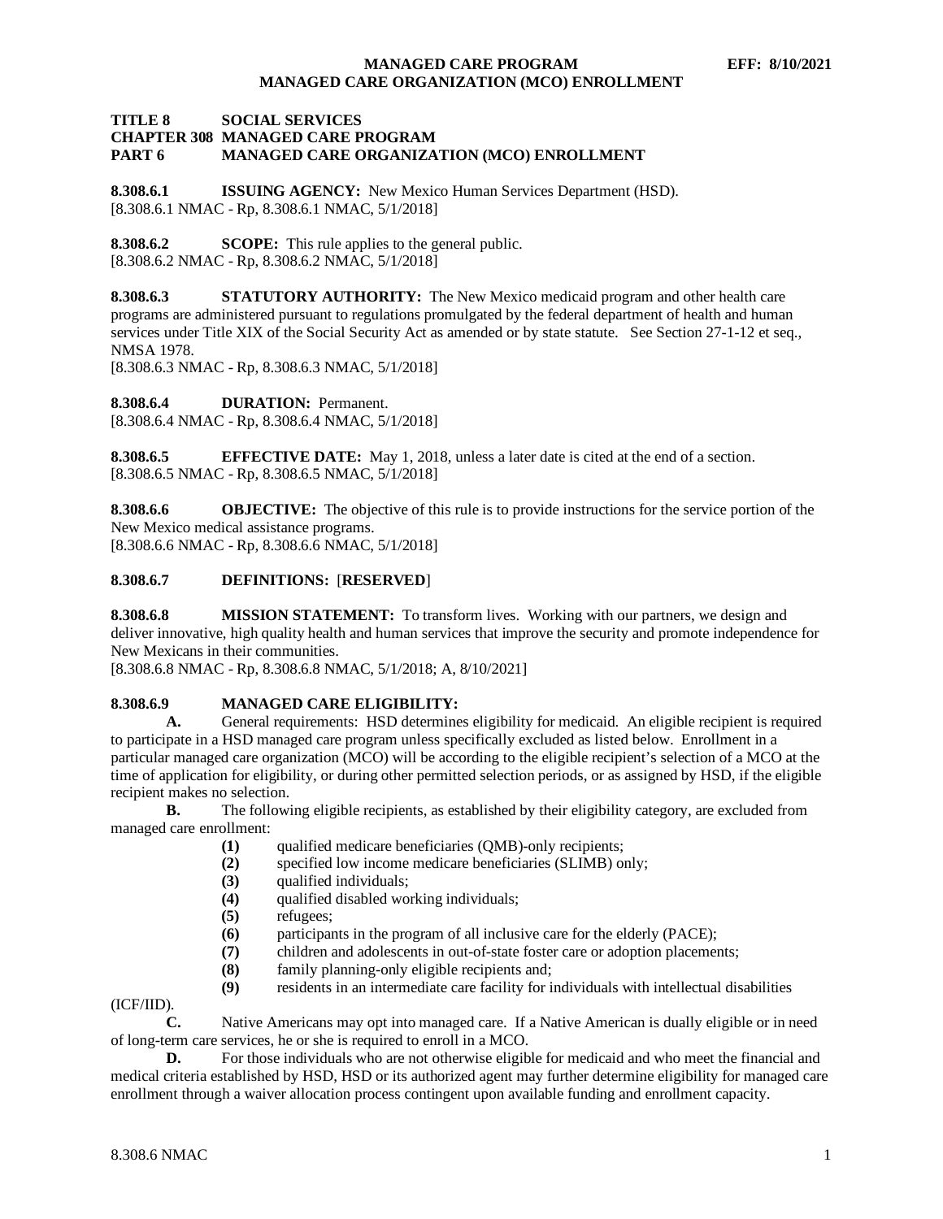**TITLE 8 SOCIAL SERVICES**
**CHAPTER 308 MANAGED CARE PROGRAM**
**PART 6 MANAGED CARE ORGANIZATION (MCO) ENROLLMENT**

**8.308.6.1 ISSUING AGENCY:** New Mexico Human Services Department (HSD).
[8.308.6.1 NMAC - Rp, 8.308.6.1 NMAC, 5/1/2018]

**8.308.6.2 SCOPE:** This rule applies to the general public.
[8.308.6.2 NMAC - Rp, 8.308.6.2 NMAC, 5/1/2018]

**8.308.6.3 STATUTORY AUTHORITY:** The New Mexico medicaid program and other health care programs are administered pursuant to regulations promulgated by the federal department of health and human services under Title XIX of the Social Security Act as amended or by state statute. See Section 27-1-12 et seq., NMSA 1978.
[8.308.6.3 NMAC - Rp, 8.308.6.3 NMAC, 5/1/2018]

**8.308.6.4 DURATION:** Permanent.
[8.308.6.4 NMAC - Rp, 8.308.6.4 NMAC, 5/1/2018]

**8.308.6.5 EFFECTIVE DATE:** May 1, 2018, unless a later date is cited at the end of a section.
[8.308.6.5 NMAC - Rp, 8.308.6.5 NMAC, 5/1/2018]

**8.308.6.6 OBJECTIVE:** The objective of this rule is to provide instructions for the service portion of the New Mexico medical assistance programs.
[8.308.6.6 NMAC - Rp, 8.308.6.6 NMAC, 5/1/2018]

**8.308.6.7 DEFINITIONS:** [**RESERVED**]

**8.308.6.8 MISSION STATEMENT:** To transform lives. Working with our partners, we design and deliver innovative, high quality health and human services that improve the security and promote independence for New Mexicans in their communities.
[8.308.6.8 NMAC - Rp, 8.308.6.8 NMAC, 5/1/2018; A, 8/10/2021]

**8.308.6.9 MANAGED CARE ELIGIBILITY:**

**A.** General requirements: HSD determines eligibility for medicaid. An eligible recipient is required to participate in a HSD managed care program unless specifically excluded as listed below. Enrollment in a particular managed care organization (MCO) will be according to the eligible recipient's selection of a MCO at the time of application for eligibility, or during other permitted selection periods, or as assigned by HSD, if the eligible recipient makes no selection.

**B.** The following eligible recipients, as established by their eligibility category, are excluded from managed care enrollment:

**(1)** qualified medicare beneficiaries (QMB)-only recipients;
**(2)** specified low income medicare beneficiaries (SLIMB) only;
**(3)** qualified individuals;
**(4)** qualified disabled working individuals;
**(5)** refugees;
**(6)** participants in the program of all inclusive care for the elderly (PACE);
**(7)** children and adolescents in out-of-state foster care or adoption placements;
**(8)** family planning-only eligible recipients and;
**(9)** residents in an intermediate care facility for individuals with intellectual disabilities (ICF/IID).

**C.** Native Americans may opt into managed care. If a Native American is dually eligible or in need of long-term care services, he or she is required to enroll in a MCO.

**D.** For those individuals who are not otherwise eligible for medicaid and who meet the financial and medical criteria established by HSD, HSD or its authorized agent may further determine eligibility for managed care enrollment through a waiver allocation process contingent upon available funding and enrollment capacity.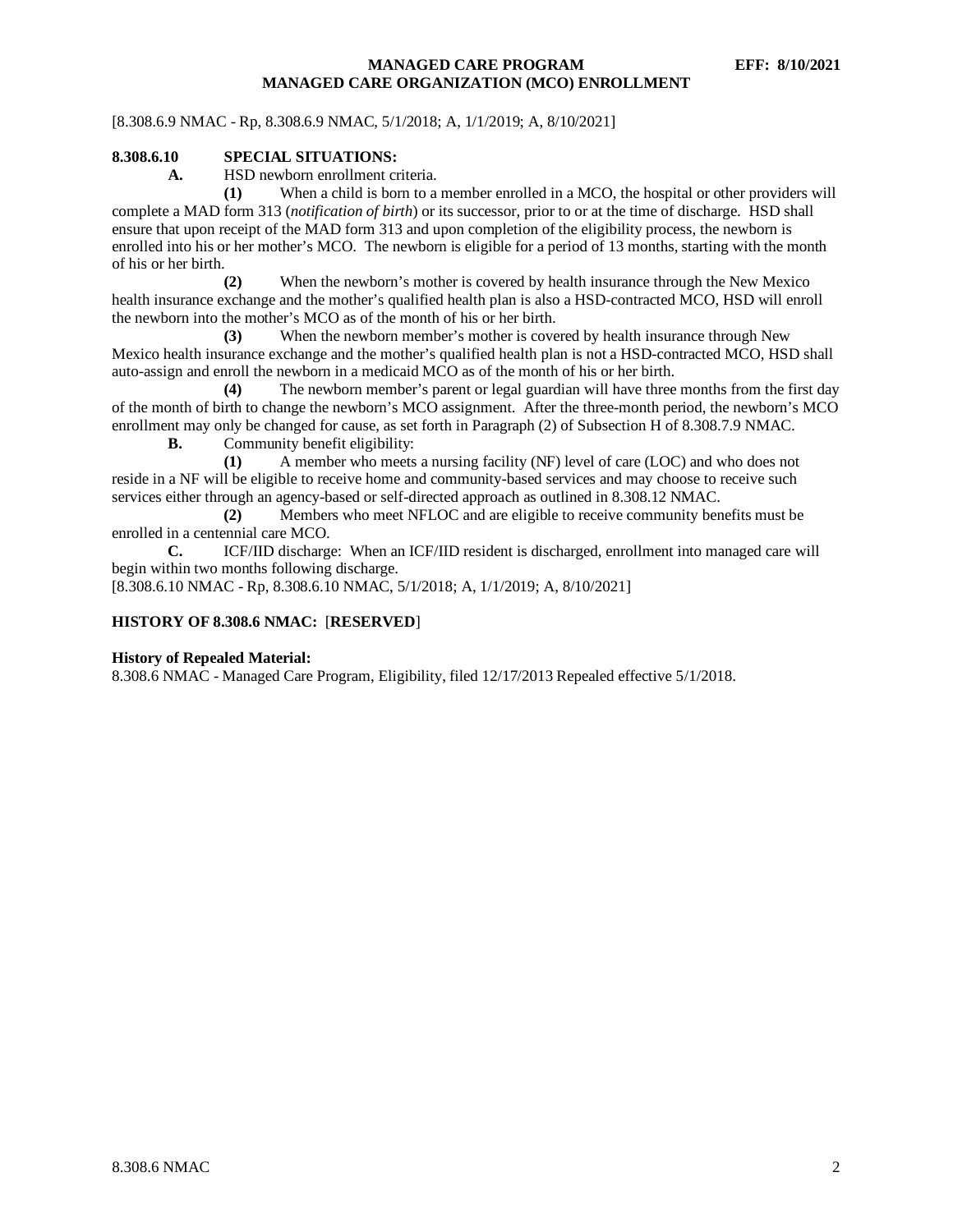[8.308.6.9 NMAC - Rp, 8.308.6.9 NMAC, 5/1/2018; A, 1/1/2019; A, 8/10/2021]

**8.308.6.10 SPECIAL SITUATIONS:**

**A.** HSD newborn enrollment criteria.

**(1)** When a child is born to a member enrolled in a MCO, the hospital or other providers will complete a MAD form 313 (*notification of birth*) or its successor, prior to or at the time of discharge. HSD shall ensure that upon receipt of the MAD form 313 and upon completion of the eligibility process, the newborn is enrolled into his or her mother's MCO. The newborn is eligible for a period of 13 months, starting with the month of his or her birth.

**(2)** When the newborn's mother is covered by health insurance through the New Mexico health insurance exchange and the mother's qualified health plan is also a HSD-contracted MCO, HSD will enroll the newborn into the mother's MCO as of the month of his or her birth.

**(3)** When the newborn member's mother is covered by health insurance through New Mexico health insurance exchange and the mother's qualified health plan is not a HSD-contracted MCO, HSD shall auto-assign and enroll the newborn in a medicaid MCO as of the month of his or her birth.

**(4)** The newborn member's parent or legal guardian will have three months from the first day of the month of birth to change the newborn's MCO assignment. After the three-month period, the newborn's MCO enrollment may only be changed for cause, as set forth in Paragraph (2) of Subsection H of 8.308.7.9 NMAC.

**B.** Community benefit eligibility:

**(1)** A member who meets a nursing facility (NF) level of care (LOC) and who does not reside in a NF will be eligible to receive home and community-based services and may choose to receive such services either through an agency-based or self-directed approach as outlined in 8.308.12 NMAC.

**(2)** Members who meet NFLOC and are eligible to receive community benefits must be enrolled in a centennial care MCO.

**C.** ICF/IID discharge: When an ICF/IID resident is discharged, enrollment into managed care will begin within two months following discharge.

[8.308.6.10 NMAC - Rp, 8.308.6.10 NMAC, 5/1/2018; A, 1/1/2019; A, 8/10/2021]

**HISTORY OF 8.308.6 NMAC:** [**RESERVED**]

**History of Repealed Material:**

8.308.6 NMAC - Managed Care Program, Eligibility, filed 12/17/2013 Repealed effective 5/1/2018.